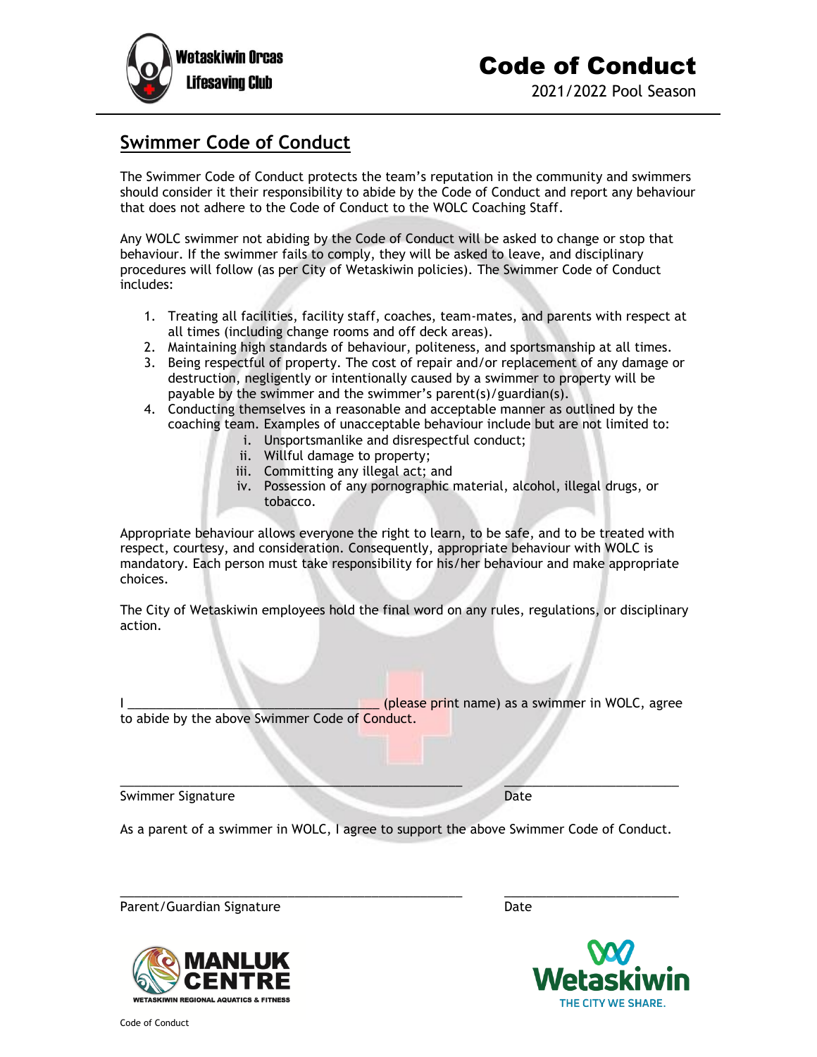Wetaskiwin Orcas Lifesaving Club

# Code of Conduct

2021/2022 Pool Season

## Swimmer Code of Conduct

The Swimmer Code of Conduct protects the team's reputation in the community and swimmers should consider it their responsibility to abide by the Code of Conduct and report any behaviour that does not adhere to the Code of Conduct to the WOLC Coaching Staff.

Any WOLC swimmer not abiding by the Code of Conduct will be asked to change or stop that behaviour. If the swimmer fails to comply, they will be asked to leave, and disciplinary procedures will follow (as per City of Wetaskiwin policies). The Swimmer Code of Conduct includes:

1. Treating all facilities, facility staff, coaches, team-mates, and parents with respect at all times (including change rooms and off deck areas).
2. Maintaining high standards of behaviour, politeness, and sportsmanship at all times.
3. Being respectful of property. The cost of repair and/or replacement of any damage or destruction, negligently or intentionally caused by a swimmer to property will be payable by the swimmer and the swimmer's parent(s)/guardian(s).
4. Conducting themselves in a reasonable and acceptable manner as outlined by the coaching team. Examples of unacceptable behaviour include but are not limited to:
   i. Unsportsmanlike and disrespectful conduct;
   ii. Willful damage to property;
   iii. Committing any illegal act; and
   iv. Possession of any pornographic material, alcohol, illegal drugs, or tobacco.

Appropriate behaviour allows everyone the right to learn, to be safe, and to be treated with respect, courtesy, and consideration. Consequently, appropriate behaviour with WOLC is mandatory. Each person must take responsibility for his/her behaviour and make appropriate choices.

The City of Wetaskiwin employees hold the final word on any rules, regulations, or disciplinary action.

I ___________________________________ (please print name) as a swimmer in WOLC, agree to abide by the above Swimmer Code of Conduct.

_____________________________________________ _______________________

Swimmer Signature Date

As a parent of a swimmer in WOLC, I agree to support the above Swimmer Code of Conduct.

_____________________________________________ _______________________

Parent/Guardian Signature Date

MANLUK CENTRE
WETASKIWIN REGIONAL AQUATICS & FITNESS

Wetaskiwin
THE CITY WE SHARE.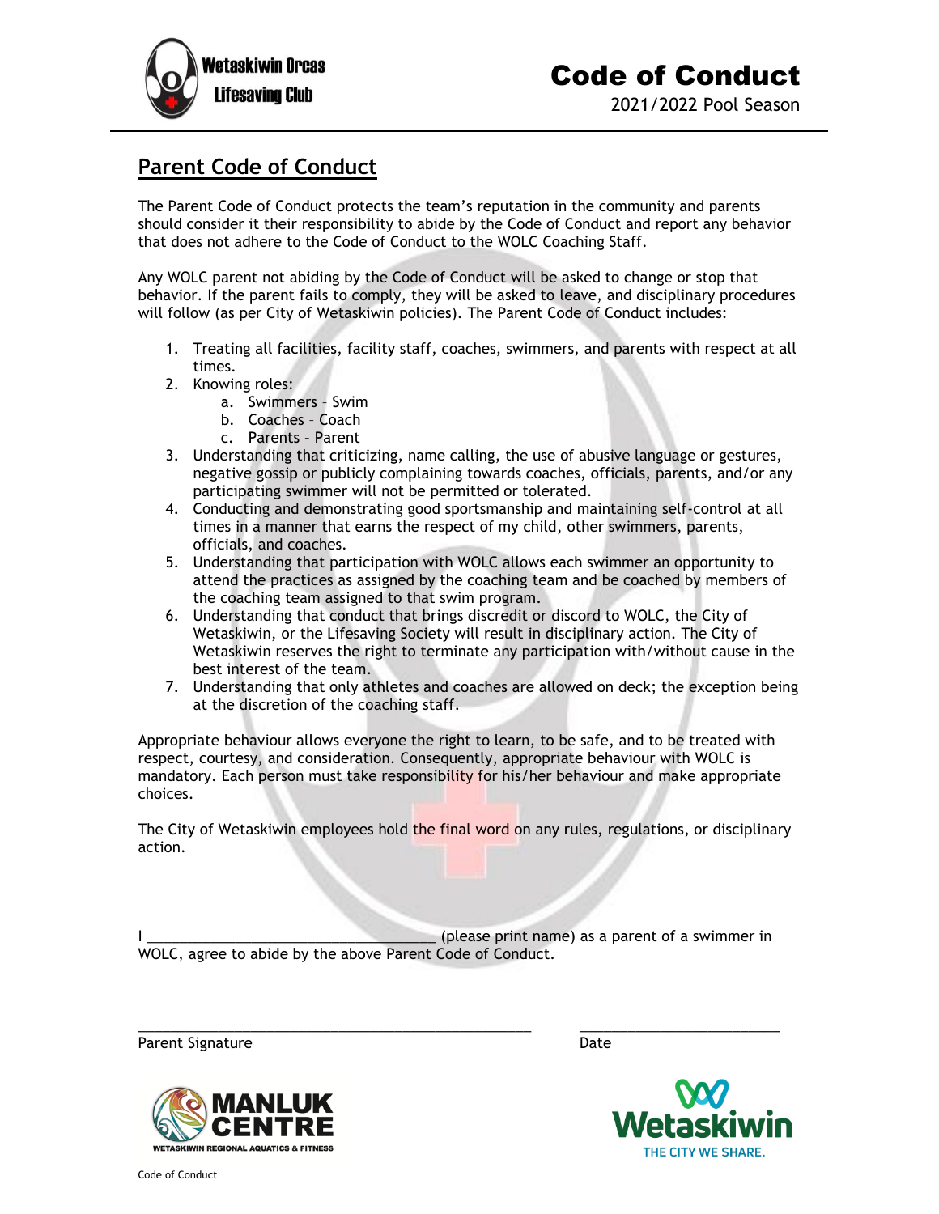Wetaskiwin Orcas Lifesaving Club

# Code of Conduct

2021/2022 Pool Season

## Parent Code of Conduct

The Parent Code of Conduct protects the team's reputation in the community and parents should consider it their responsibility to abide by the Code of Conduct and report any behavior that does not adhere to the Code of Conduct to the WOLC Coaching Staff.

Any WOLC parent not abiding by the Code of Conduct will be asked to change or stop that behavior. If the parent fails to comply, they will be asked to leave, and disciplinary procedures will follow (as per City of Wetaskiwin policies). The Parent Code of Conduct includes:

1. Treating all facilities, facility staff, coaches, swimmers, and parents with respect at all times.
2. Knowing roles:
   a. Swimmers – Swim
   b. Coaches – Coach
   c. Parents – Parent
3. Understanding that criticizing, name calling, the use of abusive language or gestures, negative gossip or publicly complaining towards coaches, officials, parents, and/or any participating swimmer will not be permitted or tolerated.
4. Conducting and demonstrating good sportsmanship and maintaining self-control at all times in a manner that earns the respect of my child, other swimmers, parents, officials, and coaches.
5. Understanding that participation with WOLC allows each swimmer an opportunity to attend the practices as assigned by the coaching team and be coached by members of the coaching team assigned to that swim program.
6. Understanding that conduct that brings discredit or discord to WOLC, the City of Wetaskiwin, or the Lifesaving Society will result in disciplinary action. The City of Wetaskiwin reserves the right to terminate any participation with/without cause in the best interest of the team.
7. Understanding that only athletes and coaches are allowed on deck; the exception being at the discretion of the coaching staff.

Appropriate behaviour allows everyone the right to learn, to be safe, and to be treated with respect, courtesy, and consideration. Consequently, appropriate behaviour with WOLC is mandatory. Each person must take responsibility for his/her behaviour and make appropriate choices.

The City of Wetaskiwin employees hold the final word on any rules, regulations, or disciplinary action.

I ___________________________________ (please print name) as a parent of a swimmer in WOLC, agree to abide by the above Parent Code of Conduct.

__________________________________________________ &nbsp;&nbsp;&nbsp;&nbsp; _________________________

Parent Signature &nbsp;&nbsp;&nbsp;&nbsp; Date

MANLUK CENTRE
WETASKIWIN REGIONAL AQUATICS & FITNESS

Wetaskiwin
THE CITY WE SHARE.